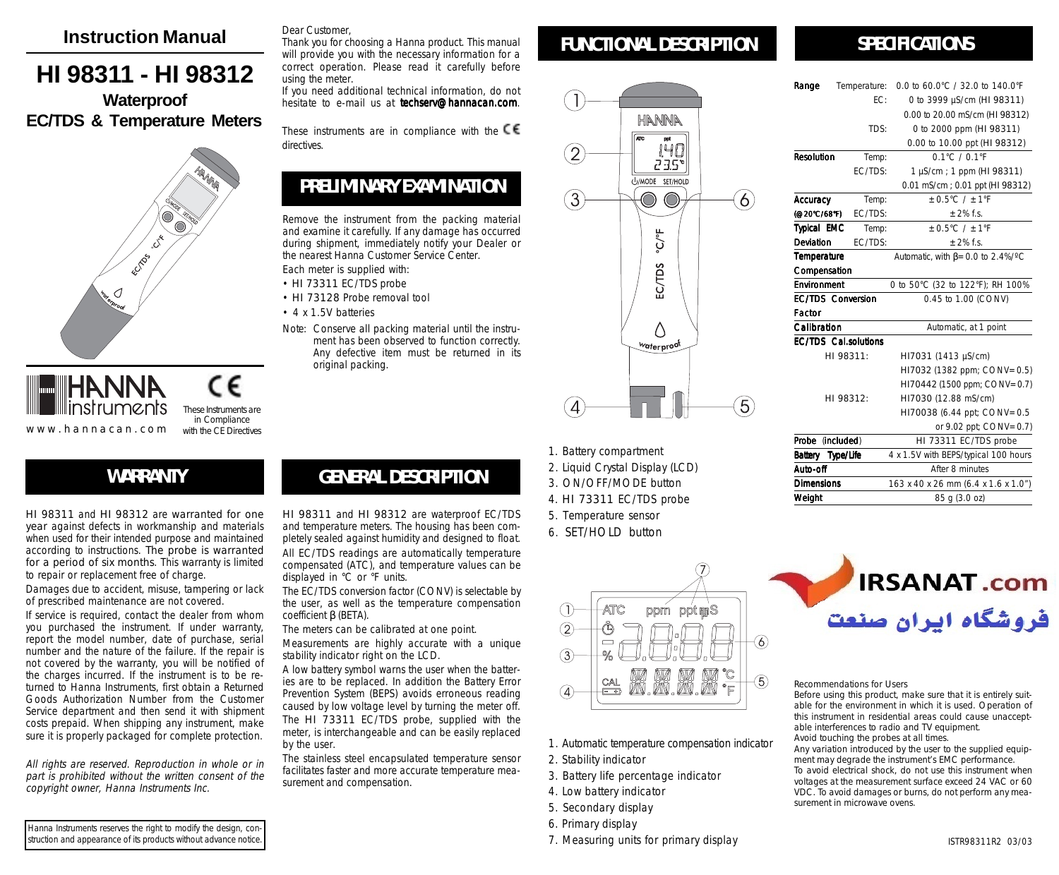# Instruction Manual

# HI 98311 - HI 98312

## Waterproof EC/TDS & Temperature Meters

HANNA instruments

www.hannacan.com

These Instruments are in Compliance with the CE Directives

## WARRANTY

HI 98311 and HI 98312 are warranted for one year against defects in workmanship and materials when used for their intended purpose and maintained according to instructions. The probe is warranted for a period of six months. This warranty is limited to repair or replacement free of charge.

Damages due to accident, misuse, tampering or lack of prescribed maintenance are not covered.

If service is required, contact the dealer from whom you purchased the instrument. If under warranty, report the model number, date of purchase, serial number and the nature of the failure. If the repair is not covered by the warranty, you will be notified of the charges incurred. If the instrument is to be returned to Hanna Instruments, first obtain a Returned Goods Authorization Number from the Customer Service department and then send it with shipment costs prepaid. When shipping any instrument, make sure it is properly packaged for complete protection.

*All rights are reserved. Reproduction in whole or in part is prohibited without the written consent of the copyright owner, Hanna Instruments Inc.*

Hanna Instruments reserves the right to modify the design, construction and appearance of its products without advance notice.

Dear Customer,

Thank you for choosing a Hanna product. This manual will provide you with the necessary information for a correct operation. Please read it carefully before using the meter.

If you need additional technical information, do not hesitate to e-mail us at **techserv@hannacan.com**.

These instruments are in compliance with the CE directives.

## PRELIMINARY EXAMINATION

Remove the instrument from the packing material and examine it carefully. If any damage has occurred during shipment, immediately notify your Dealer or the nearest Hanna Customer Service Center.

Each meter is supplied with:

- HI 73311 EC/TDS probe
- HI 73128 Probe removal tool
- 4 x 1.5V batteries

Note: Conserve all packing material until the instrument has been observed to function correctly. Any defective item must be returned in its original packing.

## GENERAL DESCRIPTION

HI 98311 and HI 98312 are waterproof EC/TDS and temperature meters. The housing has been completely sealed against humidity and designed to float.

All EC/TDS readings are automatically temperature compensated (ATC), and temperature values can be displayed in °C or °F units.

The EC/TDS conversion factor (CONV) is selectable by the user, as well as the temperature compensation coefficient β (BETA).

The meters can be calibrated at one point.

Measurements are highly accurate with a unique stability indicator right on the LCD.

A low battery symbol warns the user when the batteries are to be replaced. In addition the Battery Error Prevention System (BEPS) avoids erroneous reading caused by low voltage level by turning the meter off.

The HI 73311 EC/TDS probe, supplied with the meter, is interchangeable and can be easily replaced by the user.

The stainless steel encapsulated temperature sensor facilitates faster and more accurate temperature measurement and compensation.

## FUNCTIONAL DESCRIPTION

1. Battery compartment
2. Liquid Crystal Display (LCD)
3. ON/OFF/MODE button
4. HI 73311 EC/TDS probe
5. Temperature sensor
6. SET/HOLD button

1. Automatic temperature compensation indicator
2. Stability indicator
3. Battery life percentage indicator
4. Low battery indicator
5. Secondary display
6. Primary display
7. Measuring units for primary display

## SPECIFICATIONS

| | | |
|---|---|---|
| **Range** | Temperature: | 0.0 to 60.0°C / 32.0 to 140.0°F |
| | EC: | 0 to 3999 µS/cm (HI 98311) |
| | | 0.00 to 20.00 mS/cm (HI 98312) |
| | TDS: | 0 to 2000 ppm (HI 98311) |
| | | 0.00 to 10.00 ppt (HI 98312) |
| **Resolution** | Temp: | 0.1°C / 0.1°F |
| | EC/TDS: | 1 µS/cm ; 1 ppm (HI 98311) |
| | | 0.01 mS/cm ; 0.01 ppt (HI 98312) |
| **Accuracy** | Temp: | ±0.5°C / ±1°F |
| **(@20°C/68°F)** | EC/TDS: | ±2% f.s. |
| **Typical EMC** | Temp: | ±0.5°C / ±1°F |
| **Deviation** | EC/TDS: | ±2% f.s. |
| **Temperature Compensation** | | Automatic, with β= 0.0 to 2.4%/°C |
| **Environment** | | 0 to 50°C (32 to 122°F); RH 100% |
| **EC/TDS Conversion Factor** | | 0.45 to 1.00 (CONV) |
| **Calibration** | | Automatic, at 1 point |
| **EC/TDS Cal.solutions** | | |
| | HI 98311: | HI7031 (1413 µS/cm) |
| | | HI7032 (1382 ppm; CONV=0.5) |
| | | HI70442 (1500 ppm; CONV=0.7) |
| | HI 98312: | HI7030 (12.88 mS/cm) |
| | | HI70038 (6.44 ppt; CONV=0.5 |
| | | or 9.02 ppt; CONV=0.7) |
| **Probe (included)** | | HI 73311 EC/TDS probe |
| **Battery Type/Life** | | 4 x 1.5V with BEPS/typical 100 hours |
| **Auto-off** | | After 8 minutes |
| **Dimensions** | | 163 x 40 x 26 mm (6.4 x 1.6 x 1.0") |
| **Weight** | | 85 g (3.0 oz) |

IRSANAT.com

فروشگاه ایران صنعت

Recommendations for Users

Before using this product, make sure that it is entirely suitable for the environment in which it is used. Operation of this instrument in residential areas could cause unacceptable interferences to radio and TV equipment.

Avoid touching the probes at all times.

Any variation introduced by the user to the supplied equipment may degrade the instrument's EMC performance.

To avoid electrical shock, do not use this instrument when voltages at the measurement surface exceed 24 VAC or 60 VDC. To avoid damages or burns, do not perform any measurement in microwave ovens.

ISTR98311R2 03/03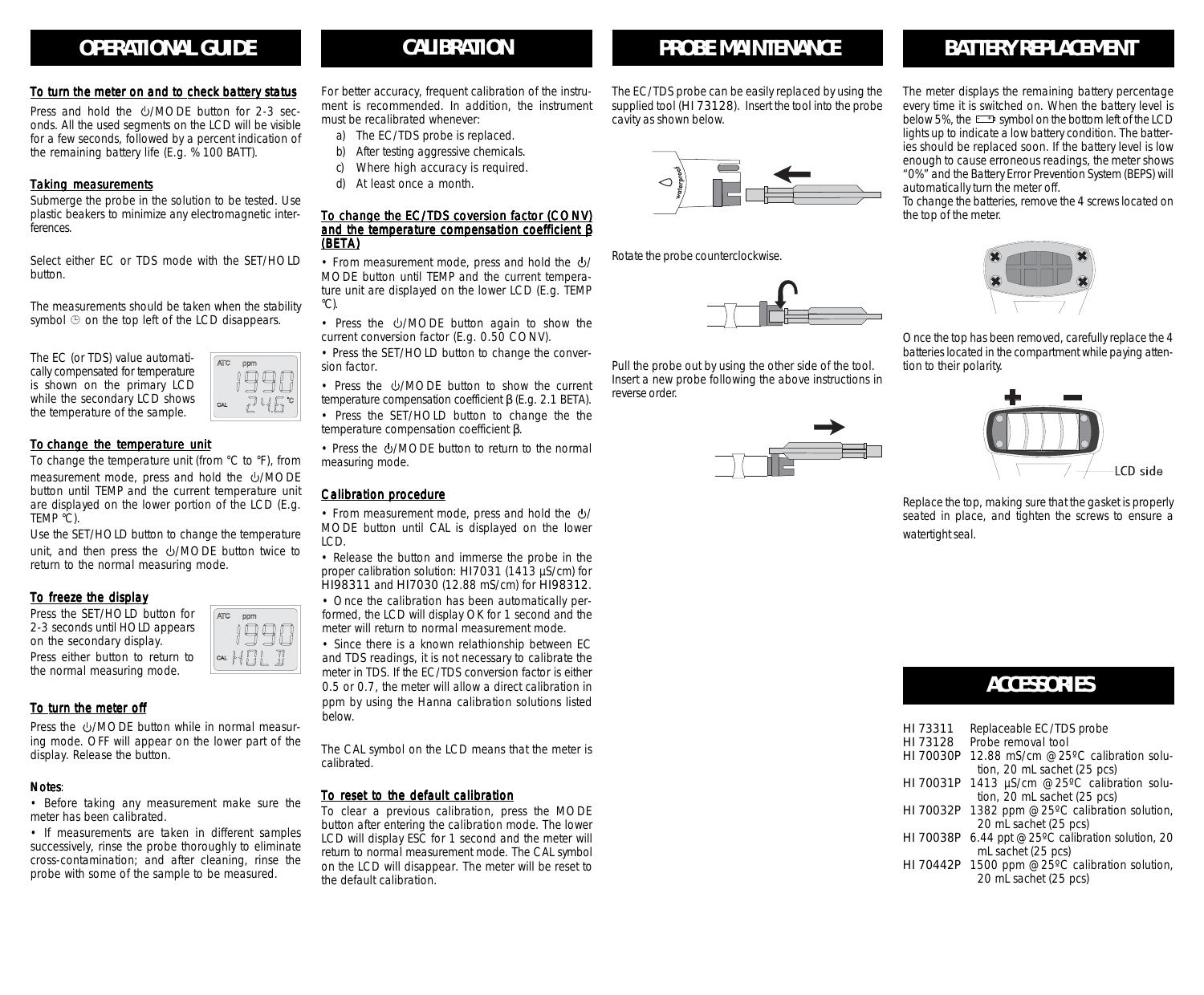# OPERATIONAL GUIDE

### To turn the meter on and to check battery status

Press and hold the ⏻/MODE button for 2-3 seconds. All the used segments on the LCD will be visible for a few seconds, followed by a percent indication of the remaining battery life (E.g. % 100 BATT).

### Taking measurements

Submerge the probe in the solution to be tested. Use plastic beakers to minimize any electromagnetic interferences.

Select either EC or TDS mode with the SET/HOLD button.

The measurements should be taken when the stability symbol ◷ on the top left of the LCD disappears.

The EC (or TDS) value automatically compensated for temperature is shown on the primary LCD while the secondary LCD shows the temperature of the sample.

ATC ppm
1990
CAL 24.6 °C

### To change the temperature unit

To change the temperature unit (from °C to °F), from measurement mode, press and hold the ⏻/MODE button until TEMP and the current temperature unit are displayed on the lower portion of the LCD (E.g. TEMP °C).

Use the SET/HOLD button to change the temperature unit, and then press the ⏻/MODE button twice to return to the normal measuring mode.

### To freeze the display

Press the SET/HOLD button for 2-3 seconds until HOLD appears on the secondary display.
Press either button to return to the normal measuring mode.

ATC ppm
1990
CAL HOLD

### To turn the meter off

Press the ⏻/MODE button while in normal measuring mode. OFF will appear on the lower part of the display. Release the button.

### Notes:

- Before taking any measurement make sure the meter has been calibrated.
- If measurements are taken in different samples successively, rinse the probe thoroughly to eliminate cross-contamination; and after cleaning, rinse the probe with some of the sample to be measured.

# CALIBRATION

For better accuracy, frequent calibration of the instrument is recommended. In addition, the instrument must be recalibrated whenever:

a) The EC/TDS probe is replaced.
b) After testing aggressive chemicals.
c) Where high accuracy is required.
d) At least once a month.

### To change the EC/TDS coversion factor (CONV) and the temperature compensation coefficient β (BETA)

- From measurement mode, press and hold the ⏻/MODE button until TEMP and the current temperature unit are displayed on the lower LCD (E.g. TEMP °C).
- Press the ⏻/MODE button again to show the current conversion factor (E.g. 0.50 CONV).
- Press the SET/HOLD button to change the conversion factor.
- Press the ⏻/MODE button to show the current temperature compensation coefficient β (E.g. 2.1 BETA).
- Press the SET/HOLD button to change the the temperature compensation coefficient β.
- Press the ⏻/MODE button to return to the normal measuring mode.

### Calibration procedure

- From measurement mode, press and hold the ⏻/MODE button until CAL is displayed on the lower LCD.
- Release the button and immerse the probe in the proper calibration solution: HI7031 (1413 µS/cm) for HI98311 and HI7030 (12.88 mS/cm) for HI98312.
- Once the calibration has been automatically performed, the LCD will display OK for 1 second and the meter will return to normal measurement mode.
- Since there is a known relathionship between EC and TDS readings, it is not necessary to calibrate the meter in TDS. If the EC/TDS conversion factor is either 0.5 or 0.7, the meter will allow a direct calibration in ppm by using the Hanna calibration solutions listed below.

The CAL symbol on the LCD means that the meter is calibrated.

### To reset to the default calibration

To clear a previous calibration, press the MODE button after entering the calibration mode. The lower LCD will display ESC for 1 second and the meter will return to normal measurement mode. The CAL symbol on the LCD will disappear. The meter will be reset to the default calibration.

# PROBE MAINTENANCE

The EC/TDS probe can be easily replaced by using the supplied tool (HI 73128). Insert the tool into the probe cavity as shown below.

Rotate the probe counterclockwise.

Pull the probe out by using the other side of the tool. Insert a new probe following the above instructions in reverse order.

# BATTERY REPLACEMENT

The meter displays the remaining battery percentage every time it is switched on. When the battery level is below 5%, the ▭ symbol on the bottom left of the LCD lights up to indicate a low battery condition. The batteries should be replaced soon. If the battery level is low enough to cause erroneous readings, the meter shows "0%" and the Battery Error Prevention System (BEPS) will automatically turn the meter off.
To change the batteries, remove the 4 screws located on the top of the meter.

Once the top has been removed, carefully replace the 4 batteries located in the compartment while paying attention to their polarity.

LCD side

Replace the top, making sure that the gasket is properly seated in place, and tighten the screws to ensure a watertight seal.

# ACCESSORIES

| | |
|---|---|
| HI 73311 | Replaceable EC/TDS probe |
| HI 73128 | Probe removal tool |
| HI 70030P | 12.88 mS/cm @25ºC calibration solution, 20 mL sachet (25 pcs) |
| HI 70031P | 1413 µS/cm @25ºC calibration solution, 20 mL sachet (25 pcs) |
| HI 70032P | 1382 ppm @25ºC calibration solution, 20 mL sachet (25 pcs) |
| HI 70038P | 6.44 ppt @25ºC calibration solution, 20 mL sachet (25 pcs) |
| HI 70442P | 1500 ppm @25ºC calibration solution, 20 mL sachet (25 pcs) |